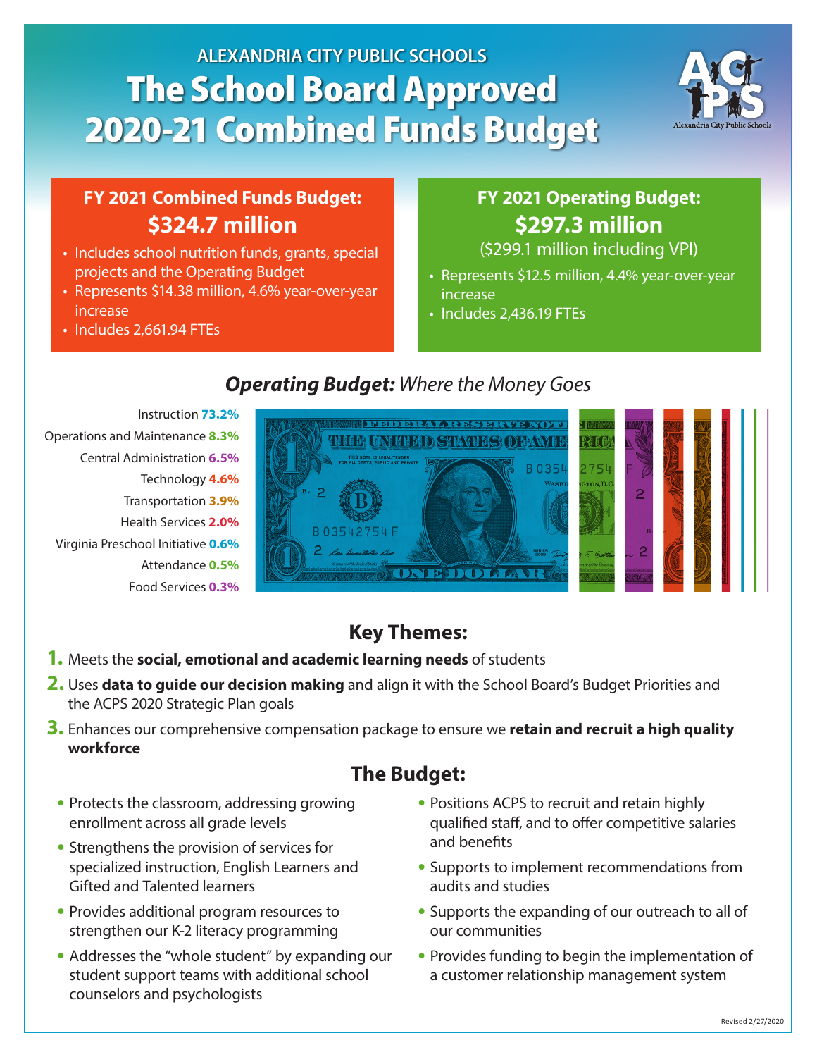ALEXANDRIA CITY PUBLIC SCHOOLS

# The School Board Approved 2020-21 Combined Funds Budget

## FY 2021 Combined Funds Budget: $324.7 million

- Includes school nutrition funds, grants, special projects and the Operating Budget
- Represents $14.38 million, 4.6% year-over-year increase
- Includes 2,661.94 FTEs

## FY 2021 Operating Budget: $297.3 million

($299.1 million including VPI)

- Represents $12.5 million, 4.4% year-over-year increase
- Includes 2,436.19 FTEs

## *Operating Budget:* *Where the Money Goes*

- Instruction 73.2%
- Operations and Maintenance 8.3%
- Central Administration 6.5%
- Technology 4.6%
- Transportation 3.9%
- Health Services 2.0%
- Virginia Preschool Initiative 0.6%
- Attendance 0.5%
- Food Services 0.3%

## Key Themes:

1. Meets the **social, emotional and academic learning needs** of students
2. Uses **data to guide our decision making** and align it with the School Board's Budget Priorities and the ACPS 2020 Strategic Plan goals
3. Enhances our comprehensive compensation package to ensure we **retain and recruit a high quality workforce**

## The Budget:

- Protects the classroom, addressing growing enrollment across all grade levels
- Strengthens the provision of services for specialized instruction, English Learners and Gifted and Talented learners
- Provides additional program resources to strengthen our K-2 literacy programming
- Addresses the "whole student" by expanding our student support teams with additional school counselors and psychologists
- Positions ACPS to recruit and retain highly qualified staff, and to offer competitive salaries and benefits
- Supports to implement recommendations from audits and studies
- Supports the expanding of our outreach to all of our communities
- Provides funding to begin the implementation of a customer relationship management system

Revised 2/27/2020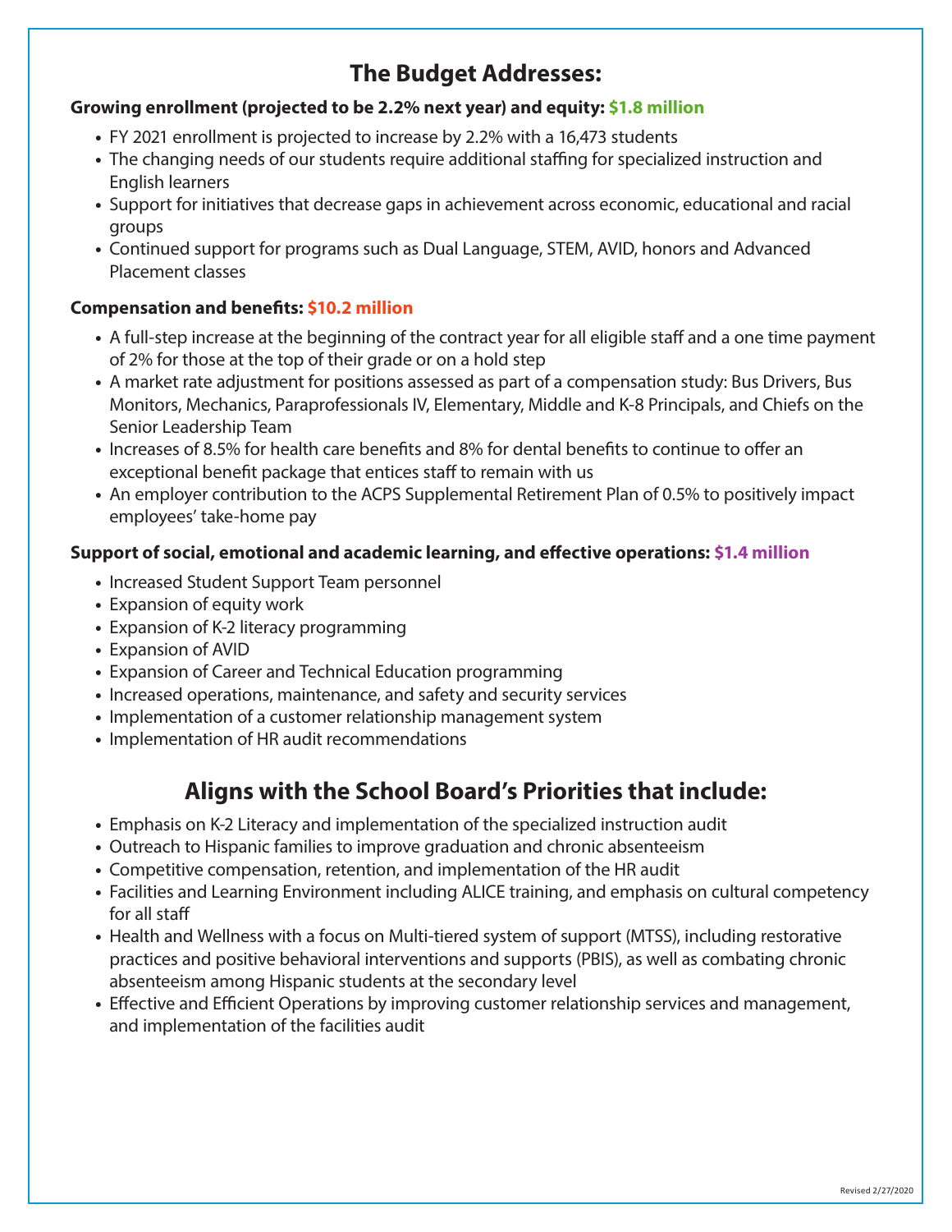# The Budget Addresses:

**Growing enrollment (projected to be 2.2% next year) and equity: $1.8 million**

- FY 2021 enrollment is projected to increase by 2.2% with a 16,473 students
- The changing needs of our students require additional staffing for specialized instruction and English learners
- Support for initiatives that decrease gaps in achievement across economic, educational and racial groups
- Continued support for programs such as Dual Language, STEM, AVID, honors and Advanced Placement classes

**Compensation and benefits: $10.2 million**

- A full-step increase at the beginning of the contract year for all eligible staff and a one time payment of 2% for those at the top of their grade or on a hold step
- A market rate adjustment for positions assessed as part of a compensation study: Bus Drivers, Bus Monitors, Mechanics, Paraprofessionals IV, Elementary, Middle and K-8 Principals, and Chiefs on the Senior Leadership Team
- Increases of 8.5% for health care benefits and 8% for dental benefits to continue to offer an exceptional benefit package that entices staff to remain with us
- An employer contribution to the ACPS Supplemental Retirement Plan of 0.5% to positively impact employees' take-home pay

**Support of social, emotional and academic learning, and effective operations: $1.4 million**

- Increased Student Support Team personnel
- Expansion of equity work
- Expansion of K-2 literacy programming
- Expansion of AVID
- Expansion of Career and Technical Education programming
- Increased operations, maintenance, and safety and security services
- Implementation of a customer relationship management system
- Implementation of HR audit recommendations

# Aligns with the School Board's Priorities that include:

- Emphasis on K-2 Literacy and implementation of the specialized instruction audit
- Outreach to Hispanic families to improve graduation and chronic absenteeism
- Competitive compensation, retention, and implementation of the HR audit
- Facilities and Learning Environment including ALICE training, and emphasis on cultural competency for all staff
- Health and Wellness with a focus on Multi-tiered system of support (MTSS), including restorative practices and positive behavioral interventions and supports (PBIS), as well as combating chronic absenteeism among Hispanic students at the secondary level
- Effective and Efficient Operations by improving customer relationship services and management, and implementation of the facilities audit

Revised 2/27/2020